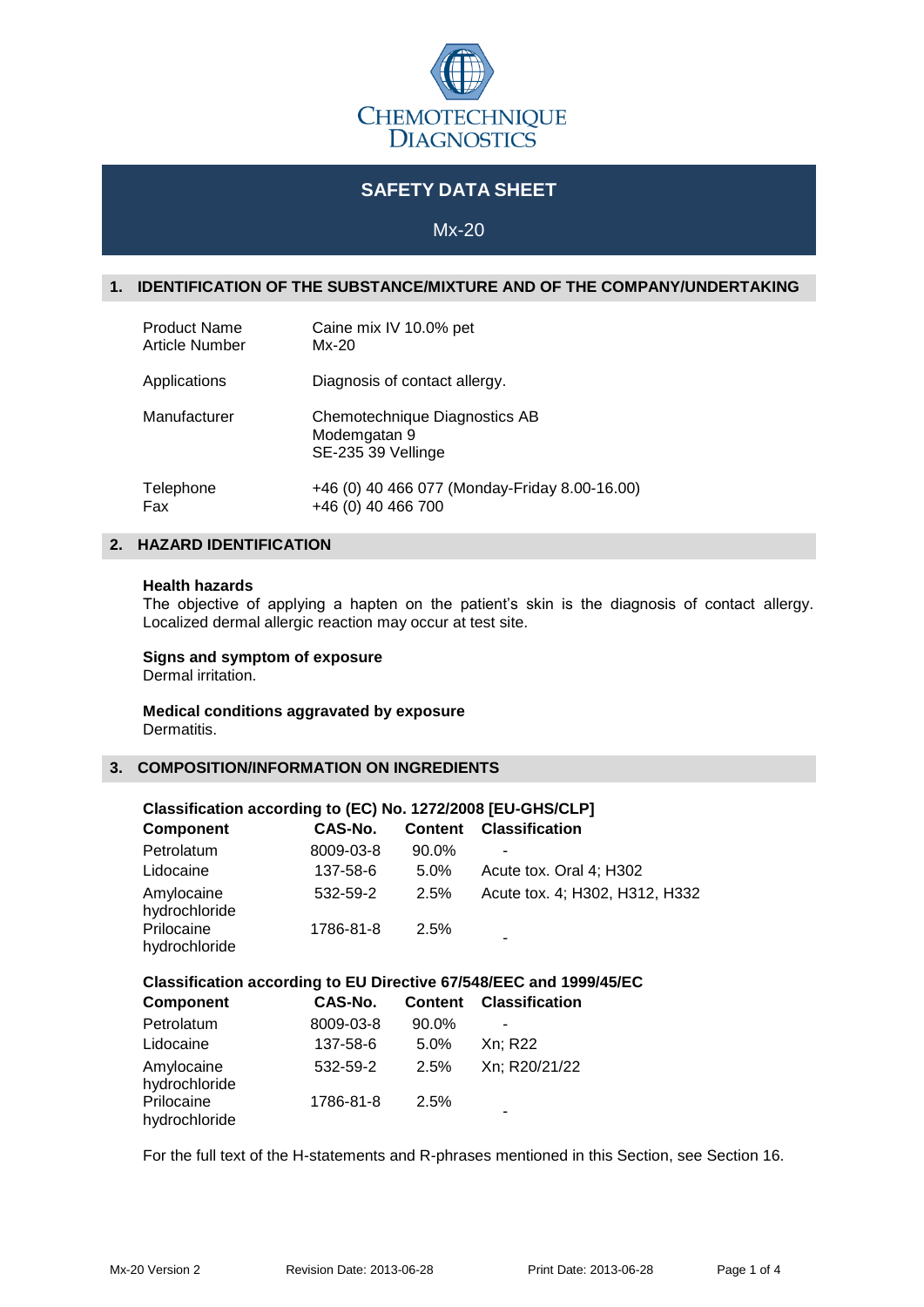CHEMOTECHNIQUE DIAGNOSTICS

# SAFETY DATA SHEET

Mx-20

## 1. IDENTIFICATION OF THE SUBSTANCE/MIXTURE AND OF THE COMPANY/UNDERTAKING

| | |
|---|---|
| Product Name | Caine mix IV 10.0% pet |
| Article Number | Mx-20 |
| Applications | Diagnosis of contact allergy. |
| Manufacturer | Chemotechnique Diagnostics AB<br>Modemgatan 9<br>SE-235 39 Vellinge |
| Telephone | +46 (0) 40 466 077 (Monday-Friday 8.00-16.00) |
| Fax | +46 (0) 40 466 700 |

## 2. HAZARD IDENTIFICATION

**Health hazards**
The objective of applying a hapten on the patient's skin is the diagnosis of contact allergy. Localized dermal allergic reaction may occur at test site.

**Signs and symptom of exposure**
Dermal irritation.

**Medical conditions aggravated by exposure**
Dermatitis.

## 3. COMPOSITION/INFORMATION ON INGREDIENTS

**Classification according to (EC) No. 1272/2008 [EU-GHS/CLP]**

| Component | CAS-No. | Content | Classification |
|---|---|---|---|
| Petrolatum | 8009-03-8 | 90.0% | - |
| Lidocaine | 137-58-6 | 5.0% | Acute tox. Oral 4; H302 |
| Amylocaine hydrochloride | 532-59-2 | 2.5% | Acute tox. 4; H302, H312, H332 |
| Prilocaine hydrochloride | 1786-81-8 | 2.5% | - |

**Classification according to EU Directive 67/548/EEC and 1999/45/EC**

| Component | CAS-No. | Content | Classification |
|---|---|---|---|
| Petrolatum | 8009-03-8 | 90.0% | - |
| Lidocaine | 137-58-6 | 5.0% | Xn; R22 |
| Amylocaine hydrochloride | 532-59-2 | 2.5% | Xn; R20/21/22 |
| Prilocaine hydrochloride | 1786-81-8 | 2.5% | - |

For the full text of the H-statements and R-phrases mentioned in this Section, see Section 16.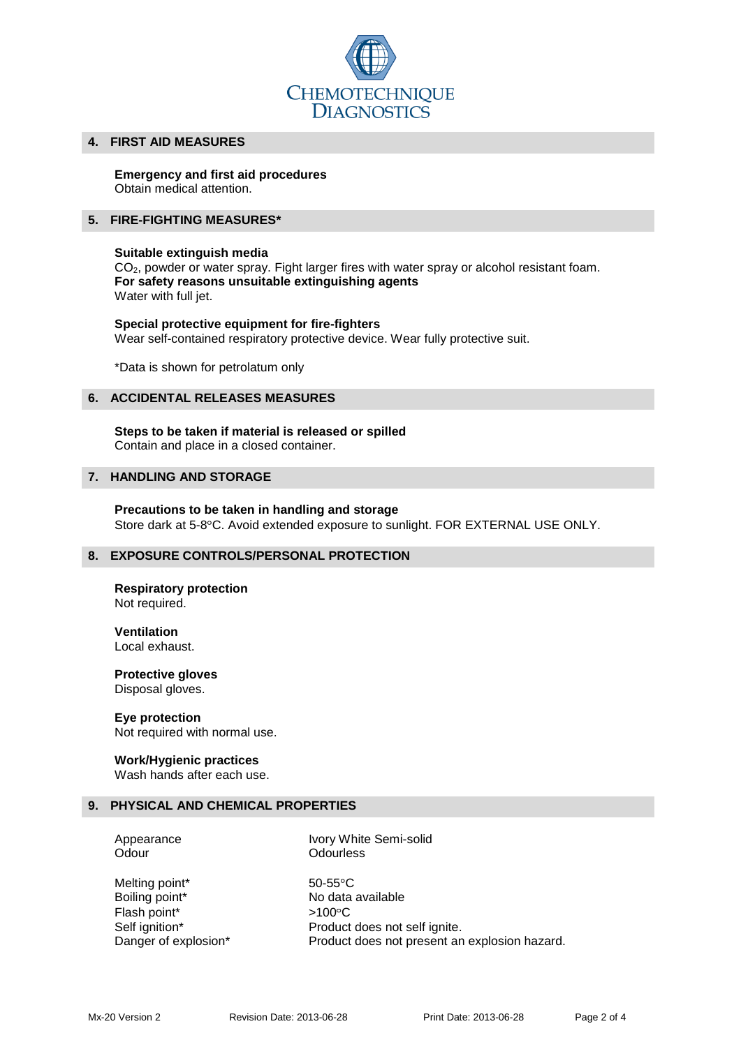## 4. FIRST AID MEASURES

**Emergency and first aid procedures**
Obtain medical attention.

## 5. FIRE-FIGHTING MEASURES*

**Suitable extinguish media**
$CO_2$, powder or water spray. Fight larger fires with water spray or alcohol resistant foam.
**For safety reasons unsuitable extinguishing agents**
Water with full jet.

**Special protective equipment for fire-fighters**
Wear self-contained respiratory protective device. Wear fully protective suit.

*Data is shown for petrolatum only

## 6. ACCIDENTAL RELEASES MEASURES

**Steps to be taken if material is released or spilled**
Contain and place in a closed container.

## 7. HANDLING AND STORAGE

**Precautions to be taken in handling and storage**
Store dark at 5-8°C. Avoid extended exposure to sunlight. FOR EXTERNAL USE ONLY.

## 8. EXPOSURE CONTROLS/PERSONAL PROTECTION

**Respiratory protection**
Not required.

**Ventilation**
Local exhaust.

**Protective gloves**
Disposal gloves.

**Eye protection**
Not required with normal use.

**Work/Hygienic practices**
Wash hands after each use.

## 9. PHYSICAL AND CHEMICAL PROPERTIES

| | |
|---|---|
| Appearance | Ivory White Semi-solid |
| Odour | Odourless |
| Melting point* | 50-55°C |
| Boiling point* | No data available |
| Flash point* | >100°C |
| Self ignition* | Product does not self ignite. |
| Danger of explosion* | Product does not present an explosion hazard. |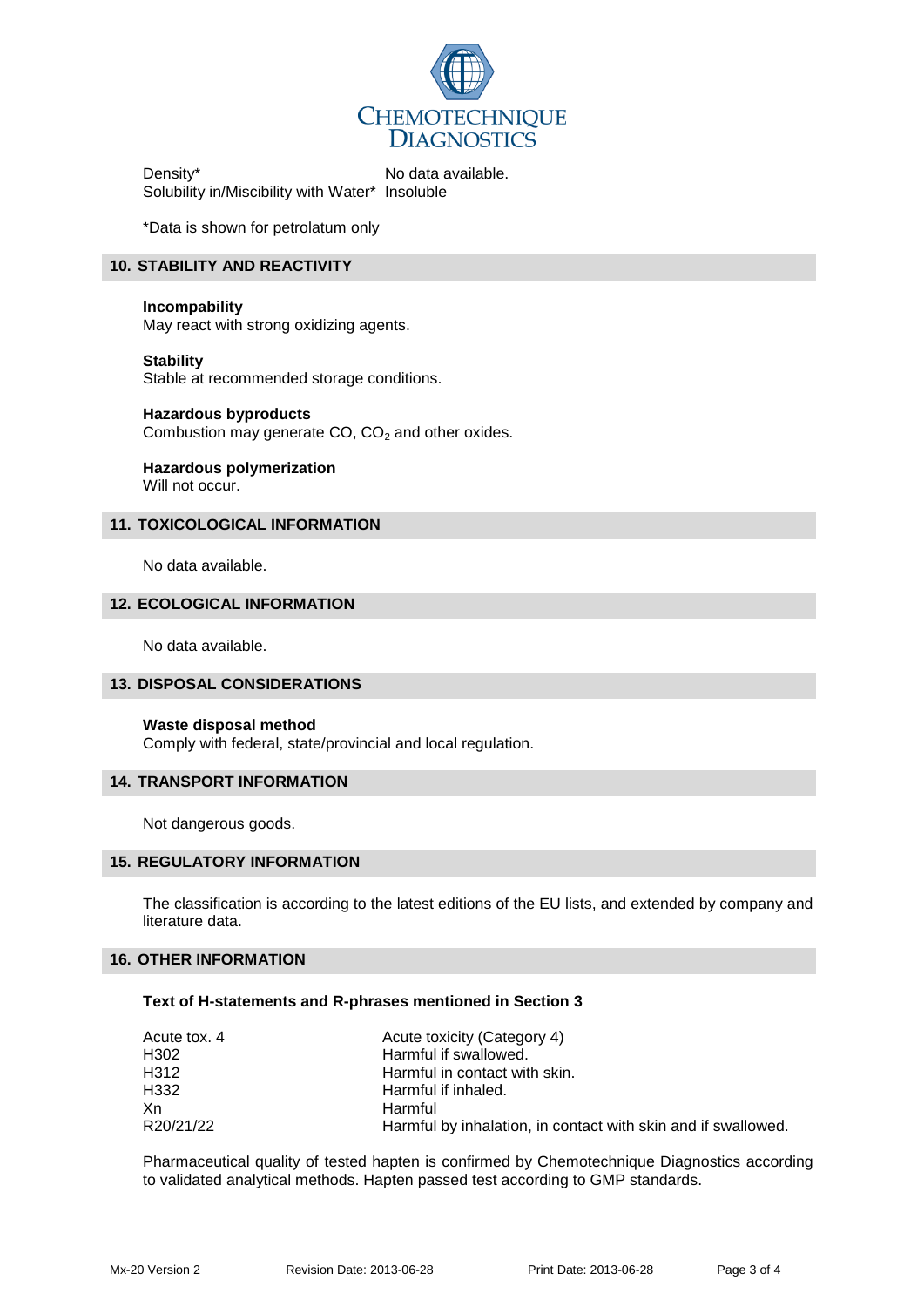| | |
|---|---|
| Density* | No data available. |
| Solubility in/Miscibility with Water* | Insoluble |

*Data is shown for petrolatum only

## 10. STABILITY AND REACTIVITY

**Incompability**
May react with strong oxidizing agents.

**Stability**
Stable at recommended storage conditions.

**Hazardous byproducts**
Combustion may generate CO, $CO_2$ and other oxides.

**Hazardous polymerization**
Will not occur.

## 11. TOXICOLOGICAL INFORMATION

No data available.

## 12. ECOLOGICAL INFORMATION

No data available.

## 13. DISPOSAL CONSIDERATIONS

**Waste disposal method**
Comply with federal, state/provincial and local regulation.

## 14. TRANSPORT INFORMATION

Not dangerous goods.

## 15. REGULATORY INFORMATION

The classification is according to the latest editions of the EU lists, and extended by company and literature data.

## 16. OTHER INFORMATION

**Text of H-statements and R-phrases mentioned in Section 3**

| | |
|---|---|
| Acute tox. 4 | Acute toxicity (Category 4) |
| H302 | Harmful if swallowed. |
| H312 | Harmful in contact with skin. |
| H332 | Harmful if inhaled. |
| Xn | Harmful |
| R20/21/22 | Harmful by inhalation, in contact with skin and if swallowed. |

Pharmaceutical quality of tested hapten is confirmed by Chemotechnique Diagnostics according to validated analytical methods. Hapten passed test according to GMP standards.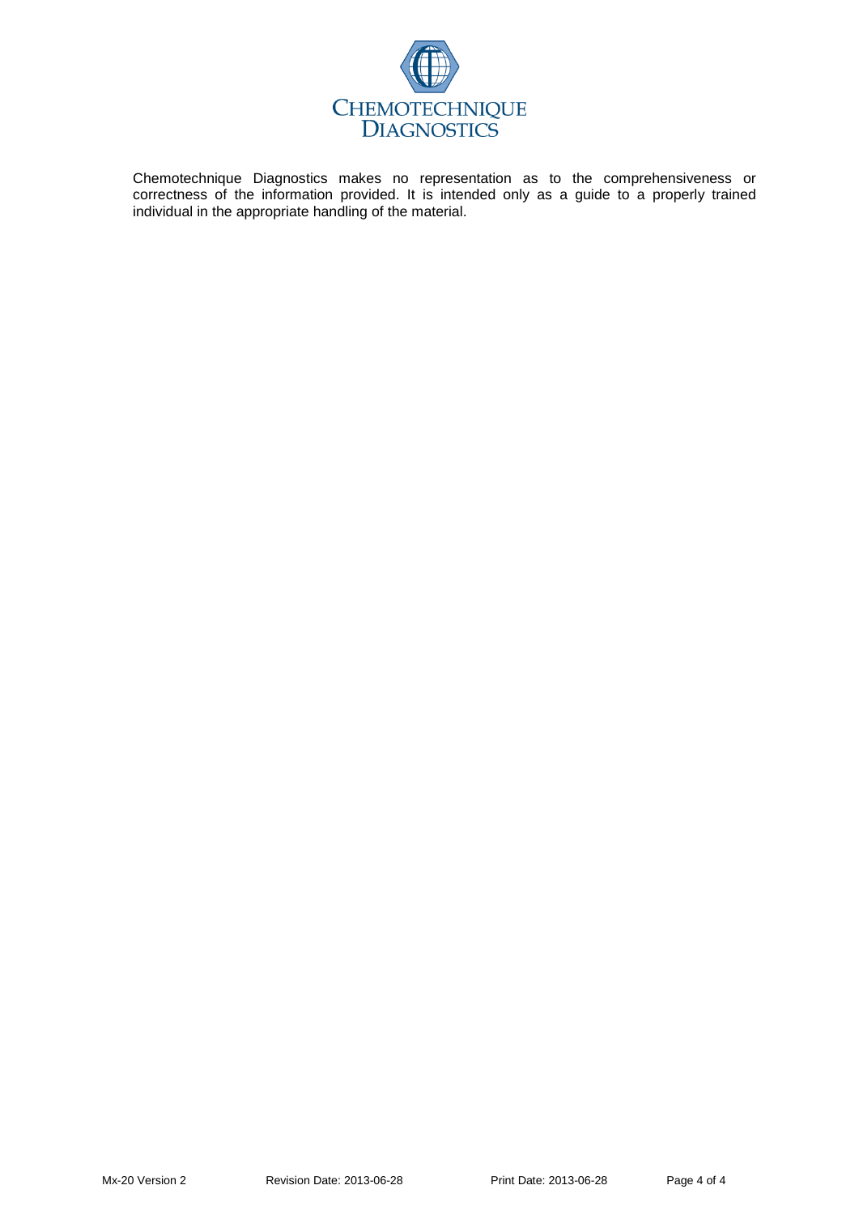Chemotechnique Diagnostics makes no representation as to the comprehensiveness or correctness of the information provided. It is intended only as a guide to a properly trained individual in the appropriate handling of the material.